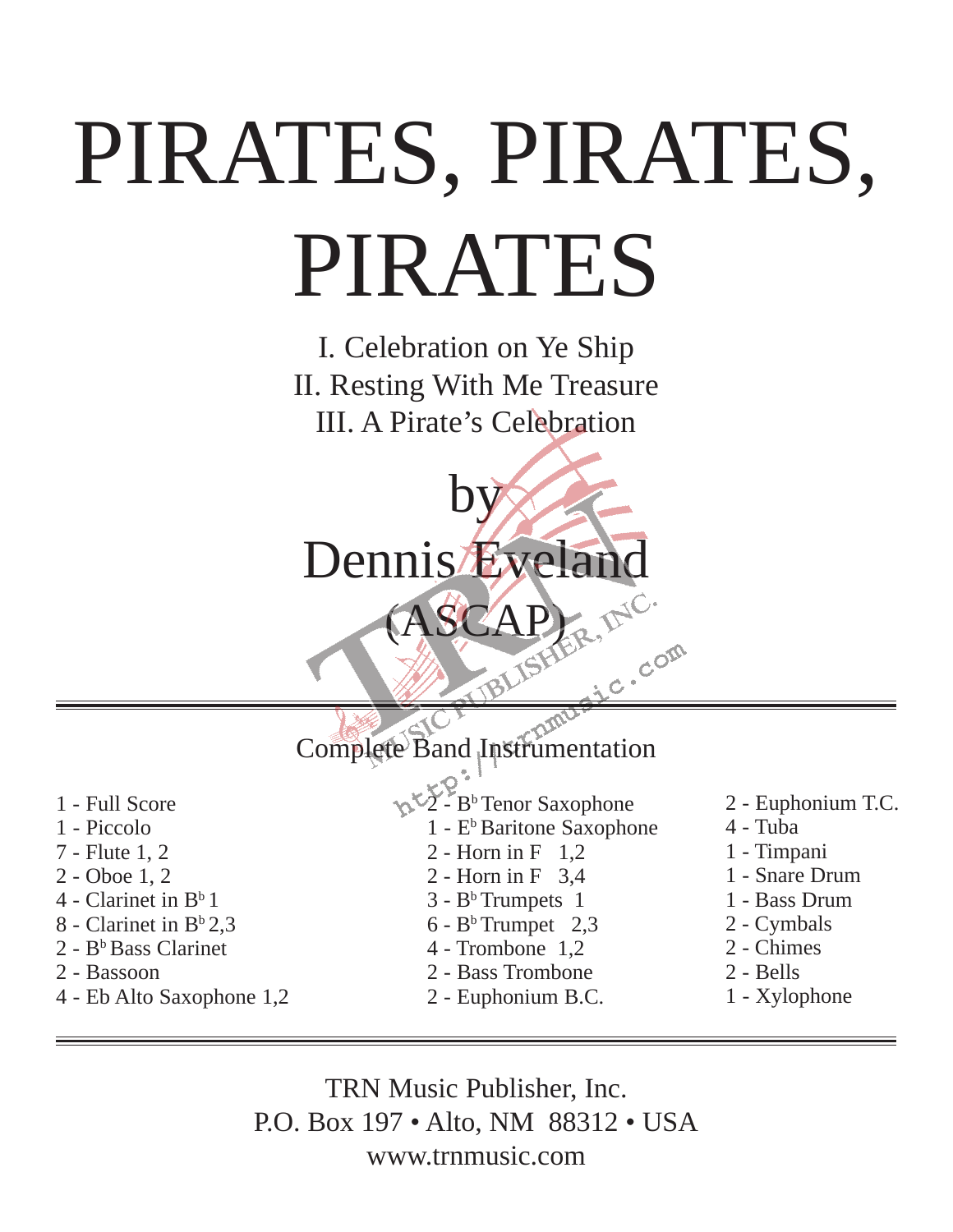# PIRATES, PIRATES, PIRATES

I. Celebration on Ye Ship
II. Resting With Me Treasure
III. A Pirate's Celebration

by
Dennis Eveland
(ASCAP)

---

## Complete Band Instrumentation

1 - Full Score
1 - Piccolo
7 - Flute 1, 2
2 - Oboe 1, 2
4 - Clarinet in B♭ 1
8 - Clarinet in B♭ 2,3
2 - B♭ Bass Clarinet
2 - Bassoon
4 - Eb Alto Saxophone 1,2
2 - B♭ Tenor Saxophone
1 - E♭ Baritone Saxophone
2 - Horn in F 1,2
2 - Horn in F 3,4
3 - B♭ Trumpets 1
6 - B♭ Trumpet 2,3
4 - Trombone 1,2
2 - Bass Trombone
2 - Euphonium B.C.
2 - Euphonium T.C.
4 - Tuba
1 - Timpani
1 - Snare Drum
1 - Bass Drum
2 - Cymbals
2 - Chimes
2 - Bells
1 - Xylophone

---

TRN Music Publisher, Inc.
P.O. Box 197 • Alto, NM 88312 • USA
www.trnmusic.com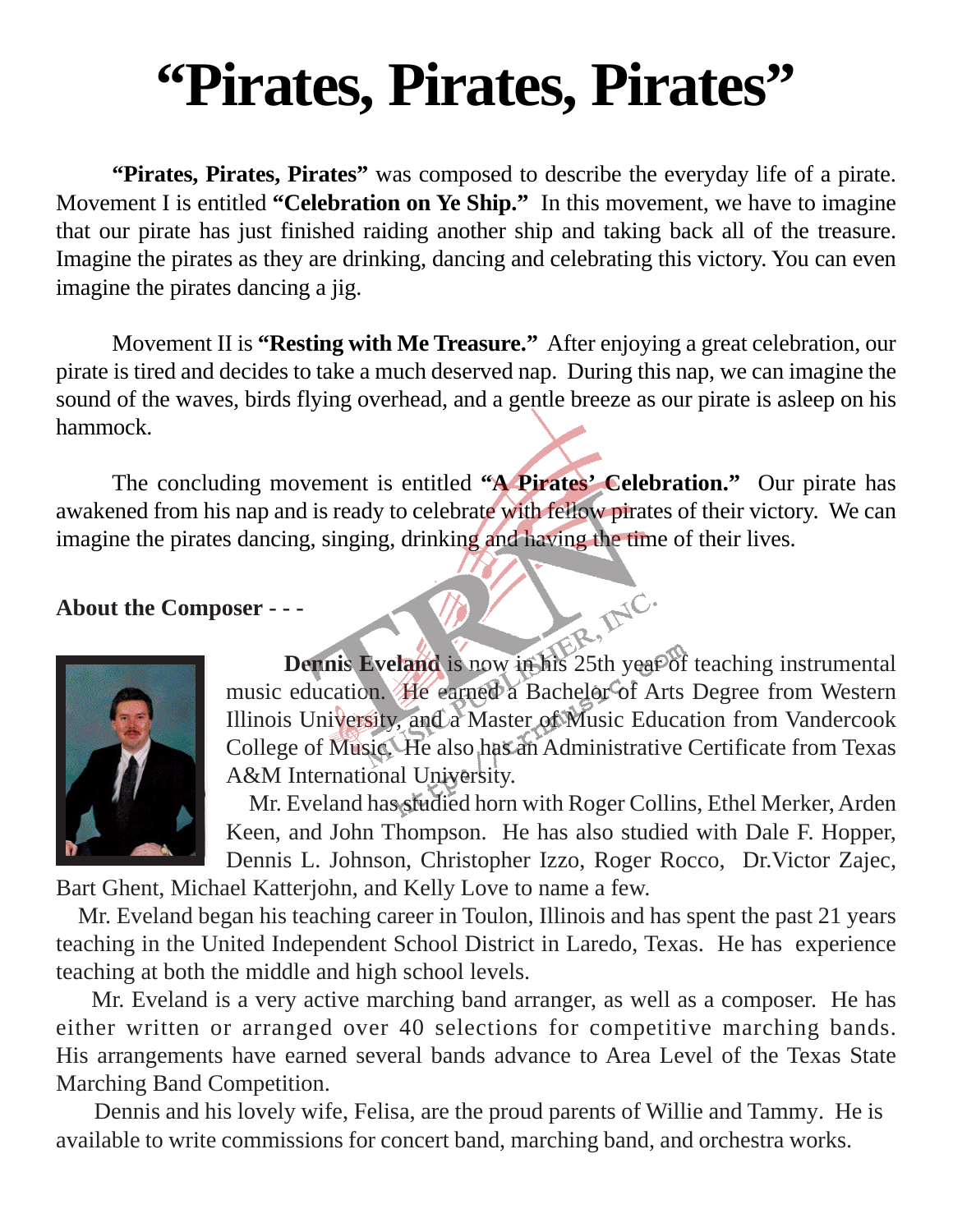# "Pirates, Pirates, Pirates"

**"Pirates, Pirates, Pirates"** was composed to describe the everyday life of a pirate. Movement I is entitled **"Celebration on Ye Ship."** In this movement, we have to imagine that our pirate has just finished raiding another ship and taking back all of the treasure. Imagine the pirates as they are drinking, dancing and celebrating this victory. You can even imagine the pirates dancing a jig.

Movement II is **"Resting with Me Treasure."** After enjoying a great celebration, our pirate is tired and decides to take a much deserved nap. During this nap, we can imagine the sound of the waves, birds flying overhead, and a gentle breeze as our pirate is asleep on his hammock.

The concluding movement is entitled **"A Pirates' Celebration."** Our pirate has awakened from his nap and is ready to celebrate with fellow pirates of their victory. We can imagine the pirates dancing, singing, drinking and having the time of their lives.

**About the Composer - - -**

**Dennis Eveland** is now in his 25th year of teaching instrumental music education. He earned a Bachelor of Arts Degree from Western Illinois University, and a Master of Music Education from Vandercook College of Music. He also has an Administrative Certificate from Texas A&M International University.

Mr. Eveland has studied horn with Roger Collins, Ethel Merker, Arden Keen, and John Thompson. He has also studied with Dale F. Hopper, Dennis L. Johnson, Christopher Izzo, Roger Rocco, Dr.Victor Zajec, Bart Ghent, Michael Katterjohn, and Kelly Love to name a few.

Mr. Eveland began his teaching career in Toulon, Illinois and has spent the past 21 years teaching in the United Independent School District in Laredo, Texas. He has experience teaching at both the middle and high school levels.

Mr. Eveland is a very active marching band arranger, as well as a composer. He has either written or arranged over 40 selections for competitive marching bands. His arrangements have earned several bands advance to Area Level of the Texas State Marching Band Competition.

Dennis and his lovely wife, Felisa, are the proud parents of Willie and Tammy. He is available to write commissions for concert band, marching band, and orchestra works.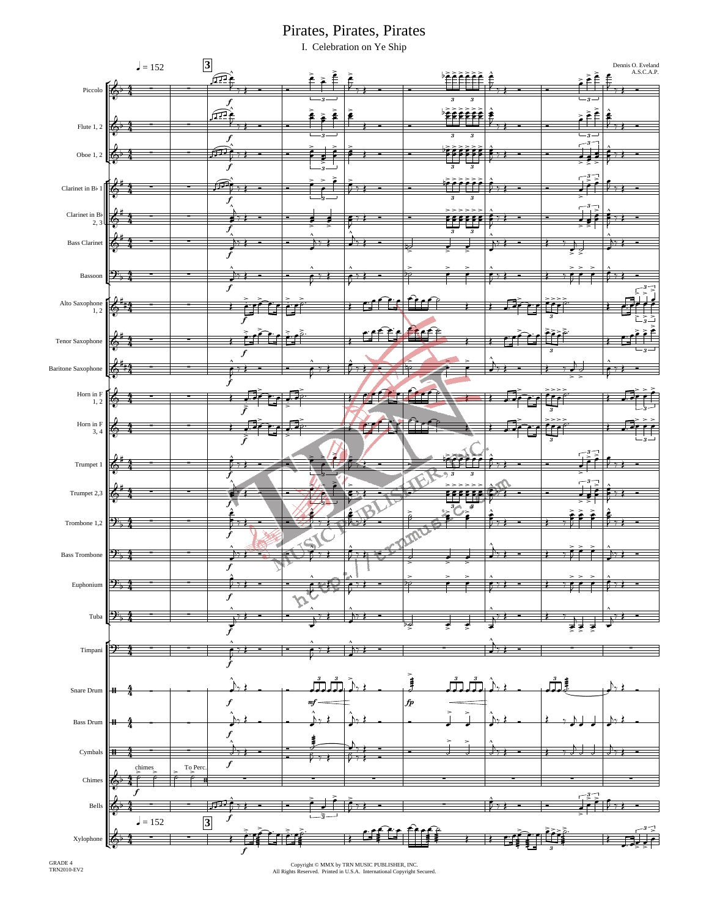# Pirates, Pirates, Pirates

I. Celebration on Ye Ship

Dennis O. Eveland
A.S.C.A.P.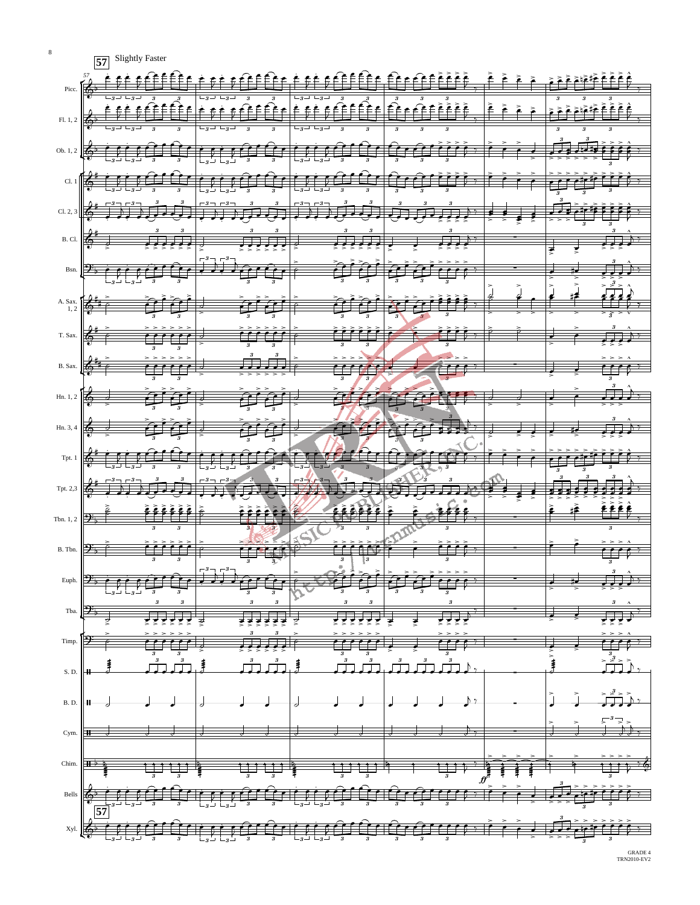57 Slightly Faster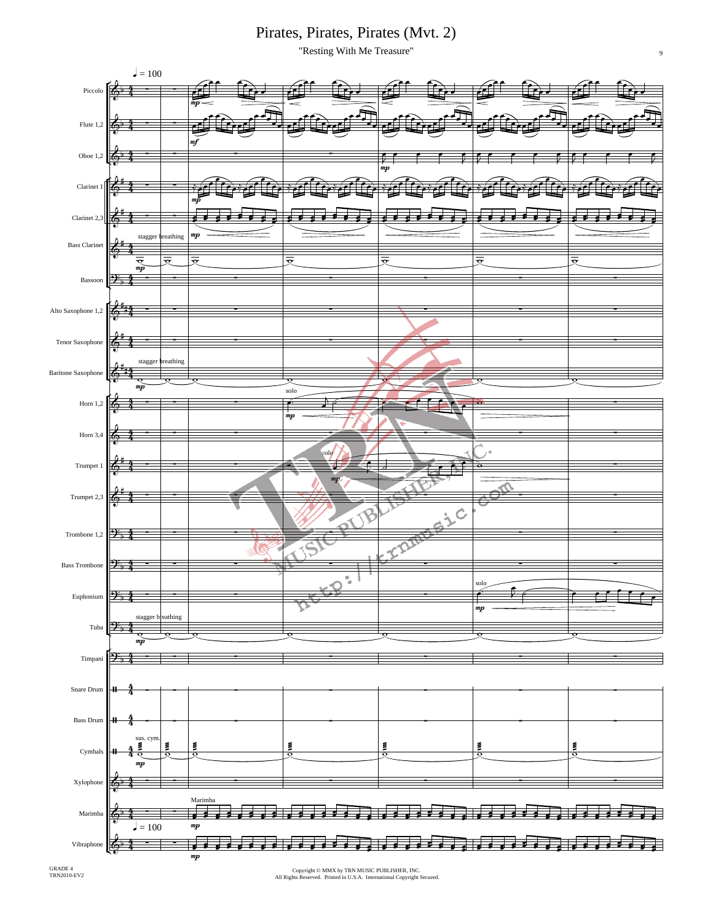# Pirates, Pirates, Pirates (Mvt. 2)

"Resting With Me Treasure"

♩ = 100

Piccolo
Flute 1,2
Oboe 1,2
Clarinet 1
Clarinet 2,3
Bass Clarinet
Bassoon
Alto Saxophone 1,2
Tenor Saxophone
Baritone Saxophone
Horn 1,2
Horn 3,4
Trumpet 1
Trumpet 2,3
Trombone 1,2
Bass Trombone
Euphonium
Tuba
Timpani
Snare Drum
Bass Drum
Cymbals
Xylophone
Marimba
Vibraphone

GRADE 4
TRN2010-EV2

Copyright © MMX by TRN MUSIC PUBLISHER, INC.
All Rights Reserved. Printed in U.S.A. International Copyright Secured.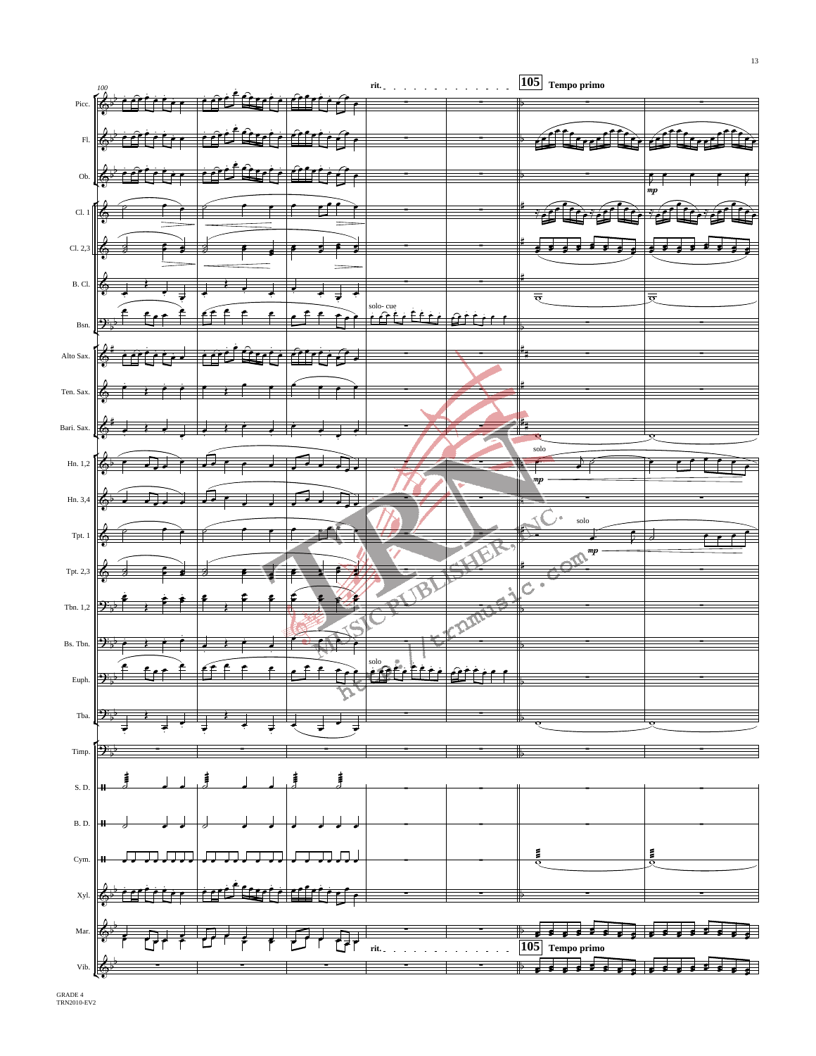100

rit.

105 Tempo primo

Picc.

Fl.

Ob.

*mp*

Cl. 1

Cl. 2,3

B. Cl.

solo- cue

Bsn.

Alto Sax.

Ten. Sax.

Bari. Sax.

solo

Hn. 1,2

*mp*

Hn. 3,4

solo

Tpt. 1

*mp*

Tpt. 2,3

Tbn. 1,2

Bs. Tbn.

solo

Euph.

Tba.

Timp.

S. D.

B. D.

Cym.

Xyl.

Mar.

rit.

105 Tempo primo

Vib.

GRADE 4
TRN2010-EV2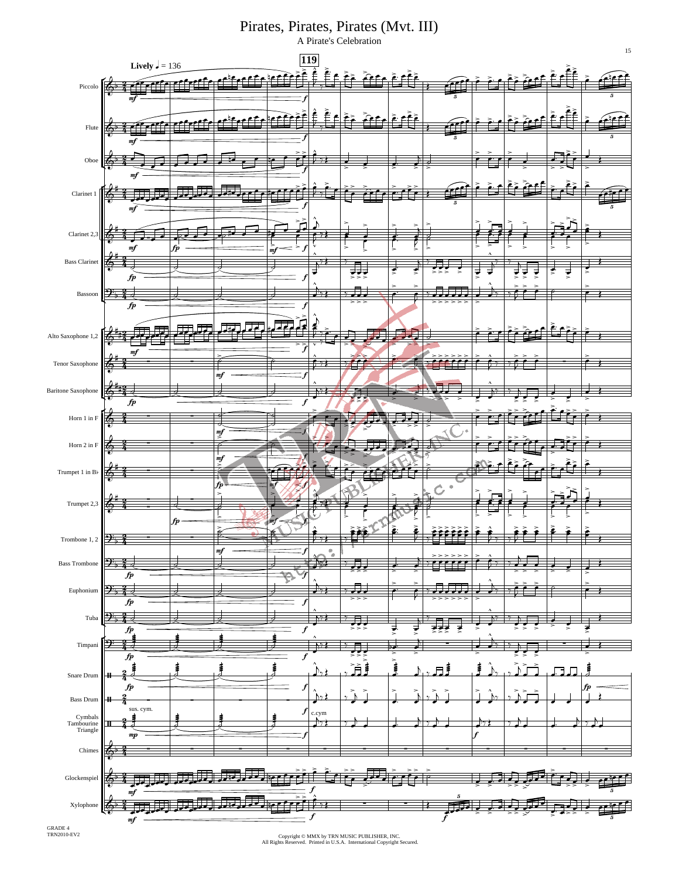# Pirates, Pirates, Pirates (Mvt. III)

A Pirate's Celebration

Lively ♩ = 136

119

Piccolo

Flute

Oboe

Clarinet 1

Clarinet 2,3

Bass Clarinet

Bassoon

Alto Saxophone 1,2

Tenor Saxophone

Baritone Saxophone

Horn 1 in F

Horn 2 in F

Trumpet 1 in B♭

Trumpet 2,3

Trombone 1, 2

Bass Trombone

Euphonium

Tuba

Timpani

Snare Drum

Bass Drum

Cymbals
Tambourine
Triangle

Chimes

Glockenspiel

Xylophone

GRADE 4
TRN2010-EV2

Copyright © MMX by TRN MUSIC PUBLISHER, INC.
All Rights Reserved. Printed in U.S.A. International Copyright Secured.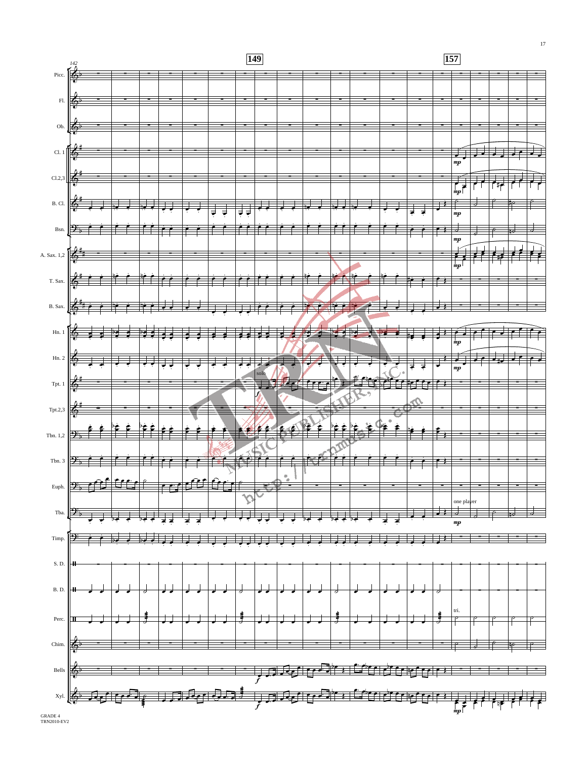142

**149**

**157**

Picc.

Fl.

Ob.

Cl. 1

Cl.2,3

B. Cl.

Bsn.

A. Sax. 1,2

T. Sax.

B. Sax.

Hn. 1

Hn. 2

Tpt. 1

Tpt.2,3

Tbn. 1,2

Tbn. 3

Euph.

Tba.

Timp.

S. D.

B. D.

Perc.

Chim.

Bells

Xyl.

solo

*f*

*mp*

one player

tri.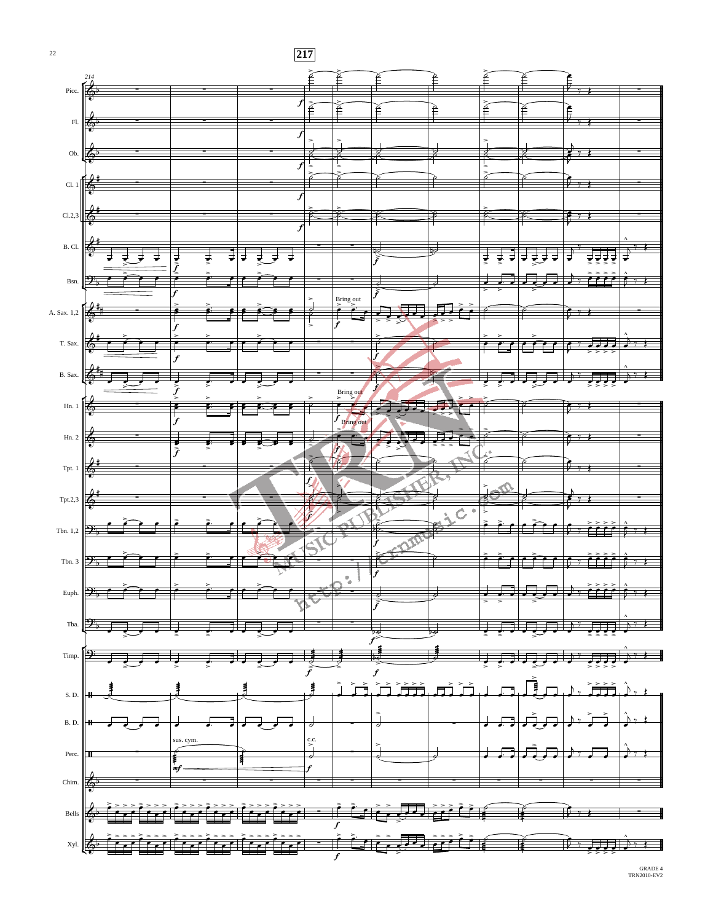217

214

Picc.

Fl.

Ob.

Cl. 1

Cl.2,3

B. Cl.

Bsn.

A. Sax. 1,2

T. Sax.

B. Sax.

Hn. 1

Hn. 2

Tpt. 1

Tpt.2,3

Tbn. 1,2

Tbn. 3

Euph.

Tba.

Timp.

S. D.

B. D.

Perc.

Chim.

Bells

Xyl.

Bring out

Bring out

Bring out

sus. cym.

c.c.

GRADE 4
TRN2010-EV2